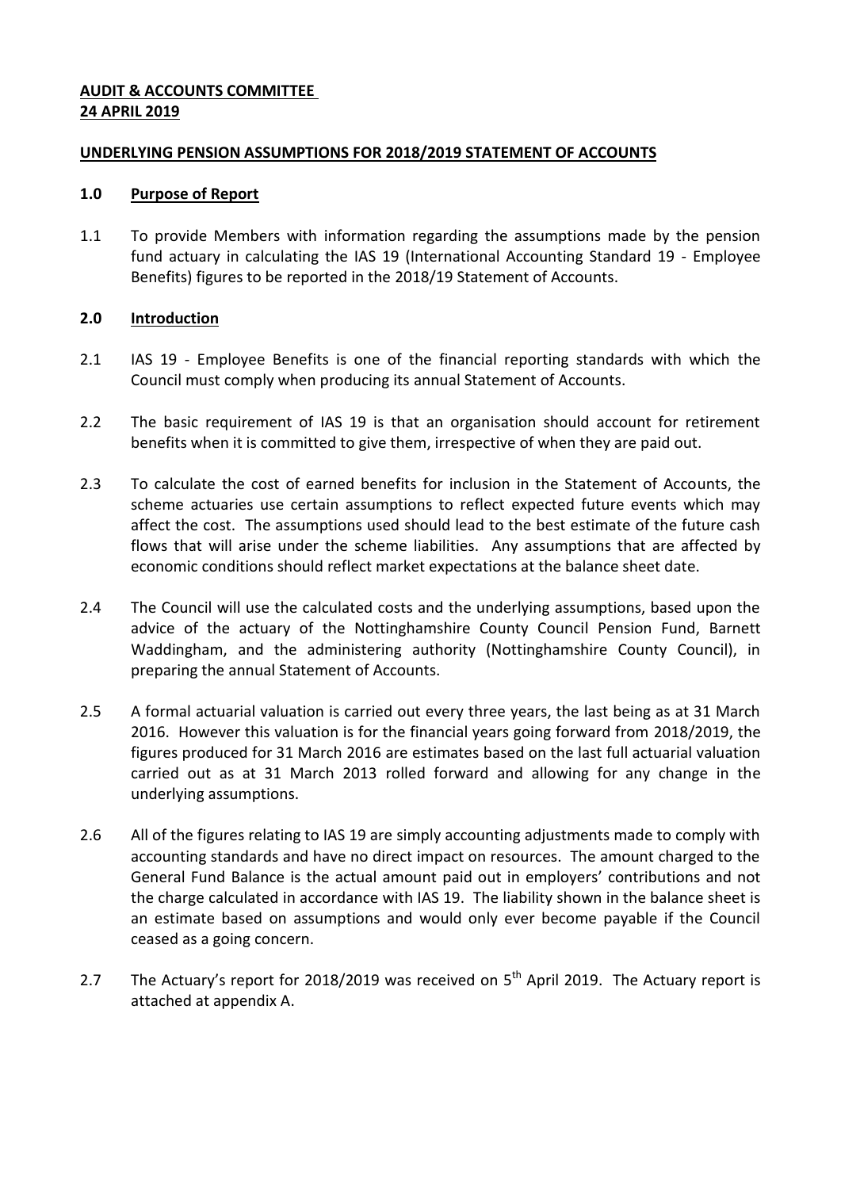**AUDIT & ACCOUNTS COMMITTEE**
**24 APRIL 2019**

**UNDERLYING PENSION ASSUMPTIONS FOR 2018/2019 STATEMENT OF ACCOUNTS**

**1.0 Purpose of Report**

1.1 To provide Members with information regarding the assumptions made by the pension fund actuary in calculating the IAS 19 (International Accounting Standard 19 - Employee Benefits) figures to be reported in the 2018/19 Statement of Accounts.

**2.0 Introduction**

2.1 IAS 19 - Employee Benefits is one of the financial reporting standards with which the Council must comply when producing its annual Statement of Accounts.

2.2 The basic requirement of IAS 19 is that an organisation should account for retirement benefits when it is committed to give them, irrespective of when they are paid out.

2.3 To calculate the cost of earned benefits for inclusion in the Statement of Accounts, the scheme actuaries use certain assumptions to reflect expected future events which may affect the cost. The assumptions used should lead to the best estimate of the future cash flows that will arise under the scheme liabilities. Any assumptions that are affected by economic conditions should reflect market expectations at the balance sheet date.

2.4 The Council will use the calculated costs and the underlying assumptions, based upon the advice of the actuary of the Nottinghamshire County Council Pension Fund, Barnett Waddingham, and the administering authority (Nottinghamshire County Council), in preparing the annual Statement of Accounts.

2.5 A formal actuarial valuation is carried out every three years, the last being as at 31 March 2016. However this valuation is for the financial years going forward from 2018/2019, the figures produced for 31 March 2016 are estimates based on the last full actuarial valuation carried out as at 31 March 2013 rolled forward and allowing for any change in the underlying assumptions.

2.6 All of the figures relating to IAS 19 are simply accounting adjustments made to comply with accounting standards and have no direct impact on resources. The amount charged to the General Fund Balance is the actual amount paid out in employers' contributions and not the charge calculated in accordance with IAS 19. The liability shown in the balance sheet is an estimate based on assumptions and would only ever become payable if the Council ceased as a going concern.

2.7 The Actuary's report for 2018/2019 was received on 5th April 2019. The Actuary report is attached at appendix A.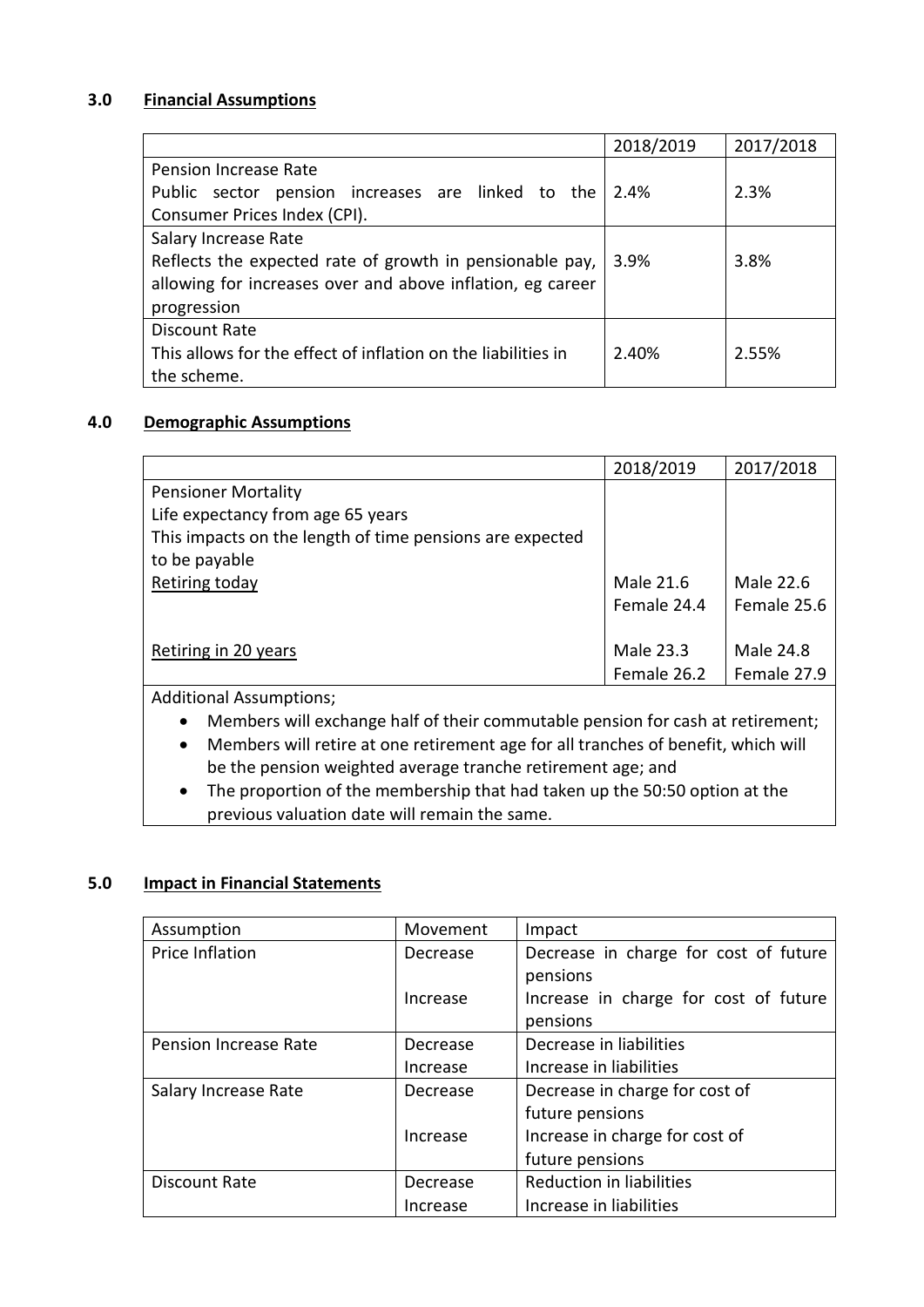## 3.0 Financial Assumptions

| | 2018/2019 | 2017/2018 |
|---|---|---|
| Pension Increase Rate<br>Public sector pension increases are linked to the Consumer Prices Index (CPI). | 2.4% | 2.3% |
| Salary Increase Rate<br>Reflects the expected rate of growth in pensionable pay, allowing for increases over and above inflation, eg career progression | 3.9% | 3.8% |
| Discount Rate<br>This allows for the effect of inflation on the liabilities in the scheme. | 2.40% | 2.55% |

## 4.0 Demographic Assumptions

| | 2018/2019 | 2017/2018 |
|---|---|---|
| Pensioner Mortality<br>Life expectancy from age 65 years<br>This impacts on the length of time pensions are expected to be payable | | |
| Retiring today | Male 21.6<br>Female 24.4 | Male 22.6<br>Female 25.6 |
| Retiring in 20 years | Male 23.3<br>Female 26.2 | Male 24.8<br>Female 27.9 |

Additional Assumptions;

- Members will exchange half of their commutable pension for cash at retirement;
- Members will retire at one retirement age for all tranches of benefit, which will be the pension weighted average tranche retirement age; and
- The proportion of the membership that had taken up the 50:50 option at the previous valuation date will remain the same.

## 5.0 Impact in Financial Statements

| Assumption | Movement | Impact |
|---|---|---|
| Price Inflation | Decrease<br>Increase | Decrease in charge for cost of future pensions<br>Increase in charge for cost of future pensions |
| Pension Increase Rate | Decrease<br>Increase | Decrease in liabilities<br>Increase in liabilities |
| Salary Increase Rate | Decrease<br>Increase | Decrease in charge for cost of future pensions<br>Increase in charge for cost of future pensions |
| Discount Rate | Decrease<br>Increase | Reduction in liabilities<br>Increase in liabilities |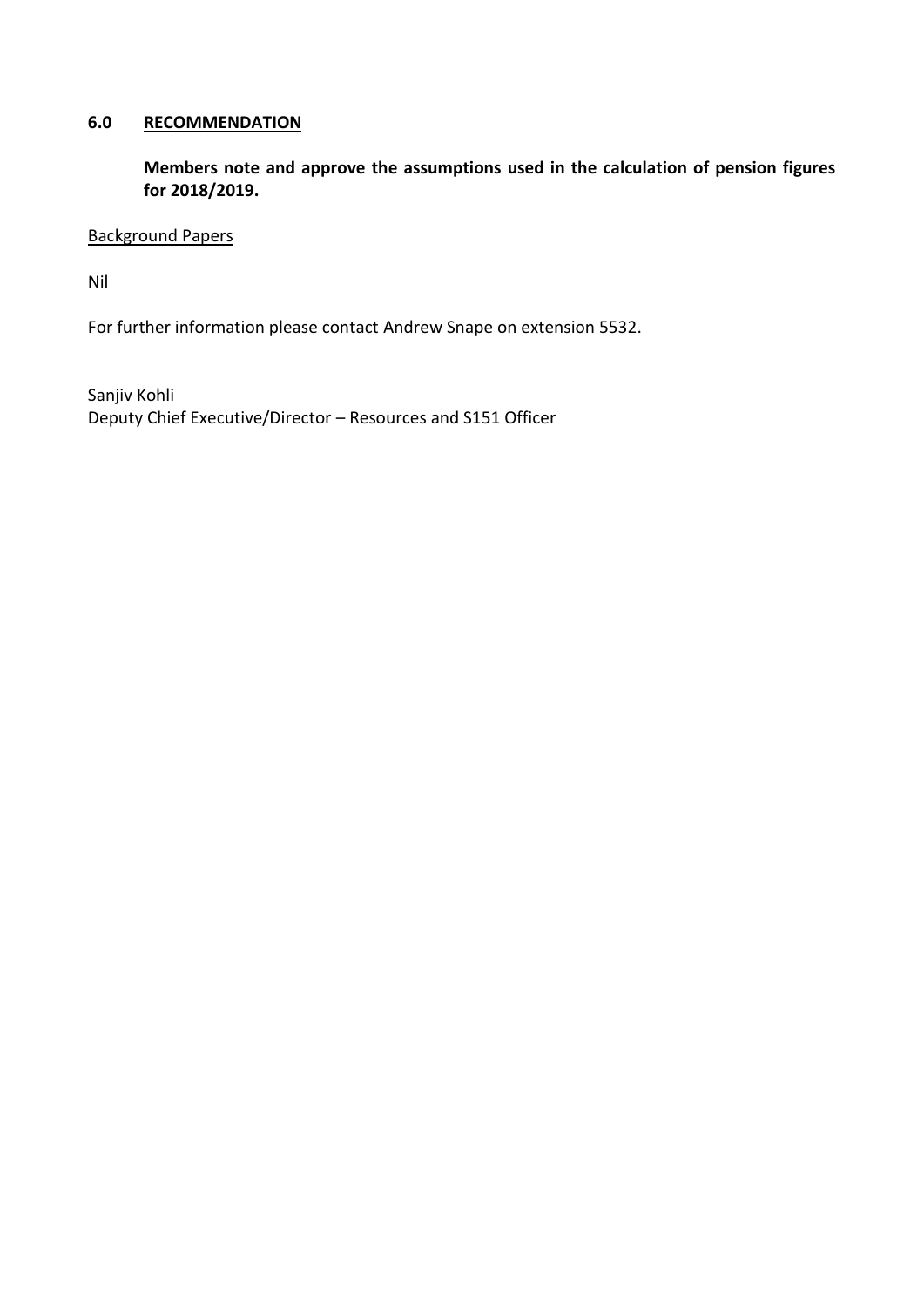## 6.0 RECOMMENDATION

**Members note and approve the assumptions used in the calculation of pension figures for 2018/2019.**

Background Papers

Nil

For further information please contact Andrew Snape on extension 5532.

Sanjiv Kohli
Deputy Chief Executive/Director – Resources and S151 Officer